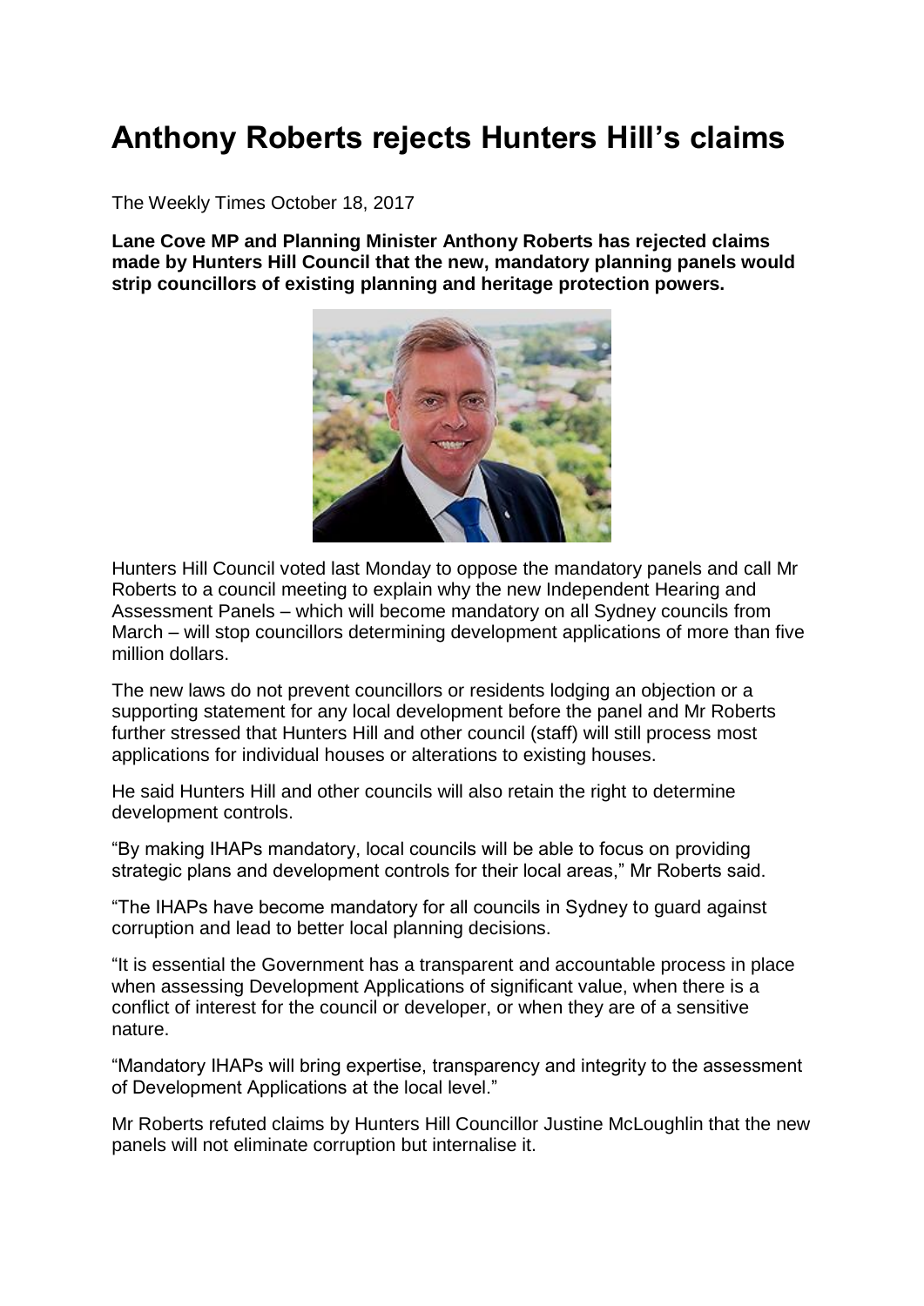# Anthony Roberts rejects Hunters Hill's claims

The Weekly Times October 18, 2017

**Lane Cove MP and Planning Minister Anthony Roberts has rejected claims made by Hunters Hill Council that the new, mandatory planning panels would strip councillors of existing planning and heritage protection powers.**

Hunters Hill Council voted last Monday to oppose the mandatory panels and call Mr Roberts to a council meeting to explain why the new Independent Hearing and Assessment Panels – which will become mandatory on all Sydney councils from March – will stop councillors determining development applications of more than five million dollars.

The new laws do not prevent councillors or residents lodging an objection or a supporting statement for any local development before the panel and Mr Roberts further stressed that Hunters Hill and other council (staff) will still process most applications for individual houses or alterations to existing houses.

He said Hunters Hill and other councils will also retain the right to determine development controls.

"By making IHAPs mandatory, local councils will be able to focus on providing strategic plans and development controls for their local areas," Mr Roberts said.

"The IHAPs have become mandatory for all councils in Sydney to guard against corruption and lead to better local planning decisions.

"It is essential the Government has a transparent and accountable process in place when assessing Development Applications of significant value, when there is a conflict of interest for the council or developer, or when they are of a sensitive nature.

"Mandatory IHAPs will bring expertise, transparency and integrity to the assessment of Development Applications at the local level."

Mr Roberts refuted claims by Hunters Hill Councillor Justine McLoughlin that the new panels will not eliminate corruption but internalise it.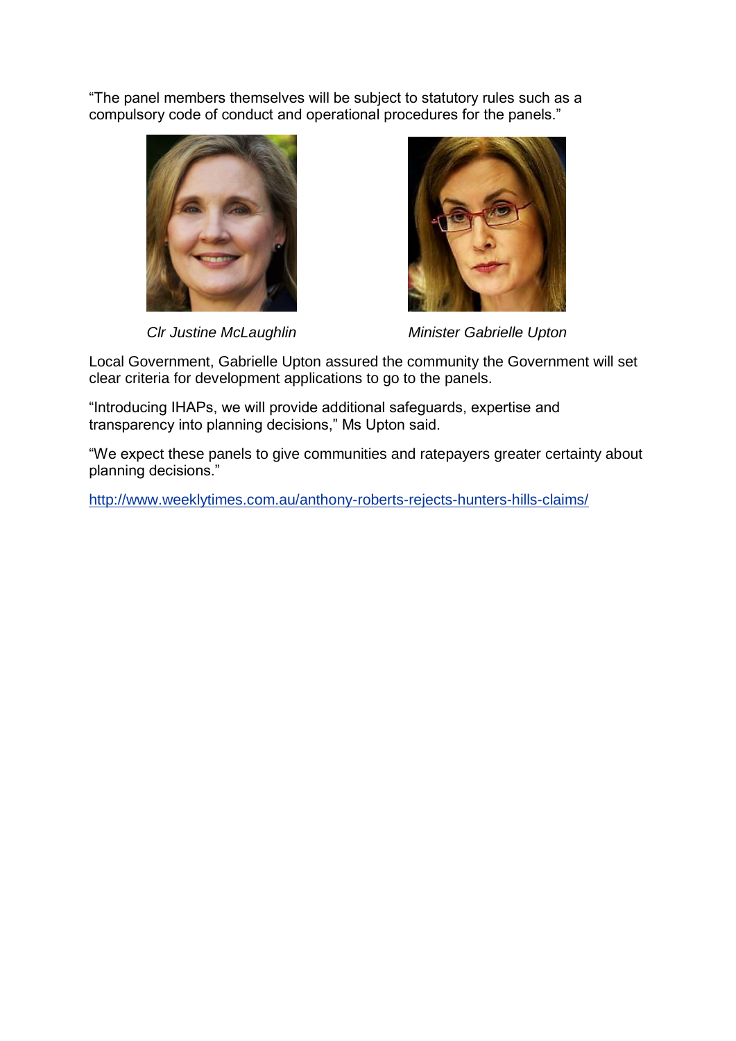"The panel members themselves will be subject to statutory rules such as a compulsory code of conduct and operational procedures for the panels."

*Clr Justine McLaughlin*

*Minister Gabrielle Upton*

Local Government, Gabrielle Upton assured the community the Government will set clear criteria for development applications to go to the panels.

"Introducing IHAPs, we will provide additional safeguards, expertise and transparency into planning decisions," Ms Upton said.

"We expect these panels to give communities and ratepayers greater certainty about planning decisions."

http://www.weeklytimes.com.au/anthony-roberts-rejects-hunters-hills-claims/